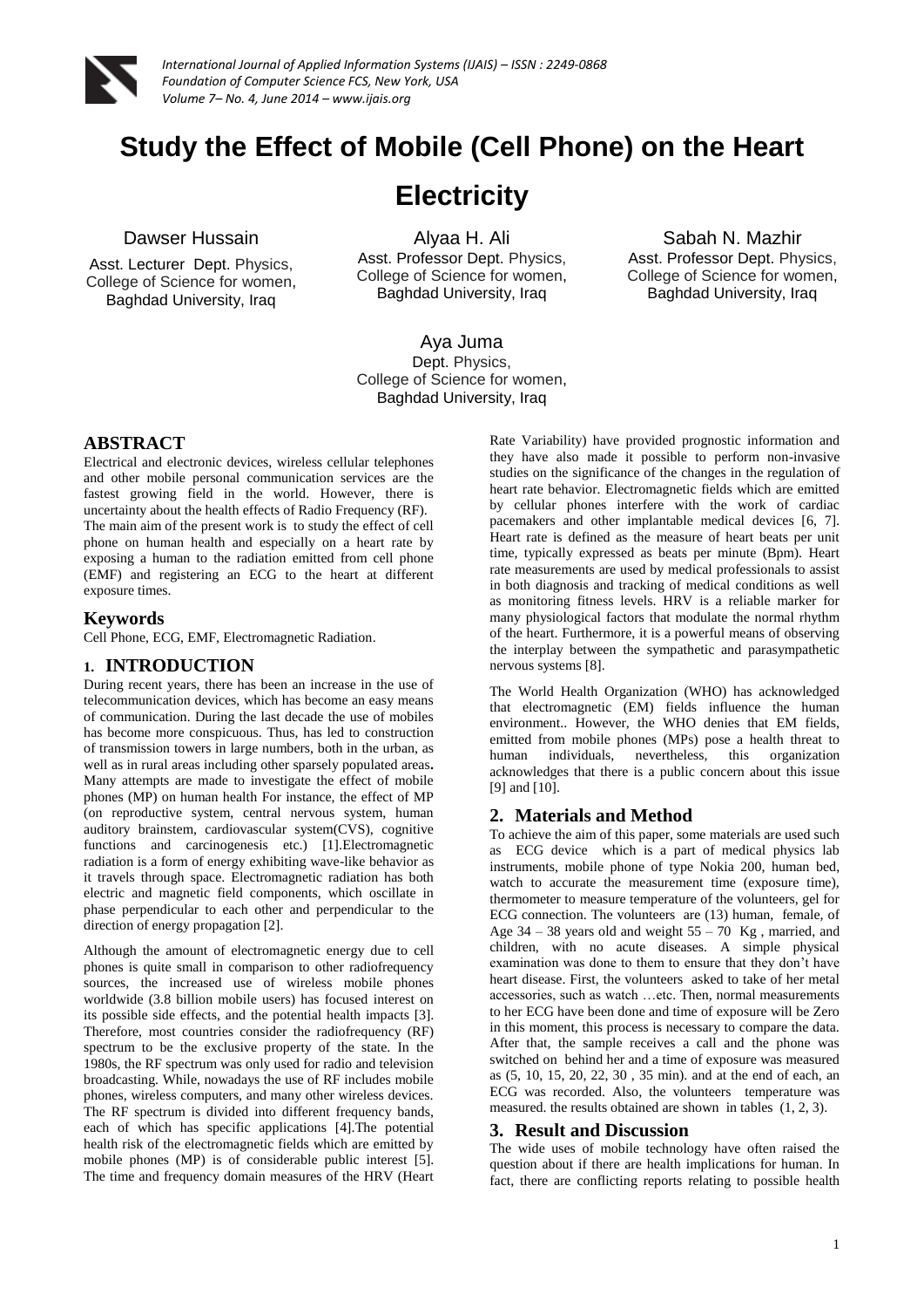# Study the Effect of Mobile (Cell Phone) on the Heart Electricity

Dawser Hussain
Asst. Lecturer Dept. Physics, College of Science for women, Baghdad University, Iraq

Alyaa H. Ali
Asst. Professor Dept. Physics, College of Science for women, Baghdad University, Iraq

Sabah N. Mazhir
Asst. Professor Dept. Physics, College of Science for women, Baghdad University, Iraq

Aya Juma
Dept. Physics, College of Science for women, Baghdad University, Iraq

## ABSTRACT

Electrical and electronic devices, wireless cellular telephones and other mobile personal communication services are the fastest growing field in the world. However, there is uncertainty about the health effects of Radio Frequency (RF). The main aim of the present work is to study the effect of cell phone on human health and especially on a heart rate by exposing a human to the radiation emitted from cell phone (EMF) and registering an ECG to the heart at different exposure times.

## Keywords

Cell Phone, ECG, EMF, Electromagnetic Radiation.

## 1. INTRODUCTION

During recent years, there has been an increase in the use of telecommunication devices, which has become an easy means of communication. During the last decade the use of mobiles has become more conspicuous. Thus, has led to construction of transmission towers in large numbers, both in the urban, as well as in rural areas including other sparsely populated areas**.** Many attempts are made to investigate the effect of mobile phones (MP) on human health For instance, the effect of MP (on reproductive system, central nervous system, human auditory brainstem, cardiovascular system(CVS), cognitive functions and carcinogenesis etc.) [1].Electromagnetic radiation is a form of energy exhibiting wave-like behavior as it travels through space. Electromagnetic radiation has both electric and magnetic field components, which oscillate in phase perpendicular to each other and perpendicular to the direction of energy propagation [2].

Although the amount of electromagnetic energy due to cell phones is quite small in comparison to other radiofrequency sources, the increased use of wireless mobile phones worldwide (3.8 billion mobile users) has focused interest on its possible side effects, and the potential health impacts [3]. Therefore, most countries consider the radiofrequency (RF) spectrum to be the exclusive property of the state. In the 1980s, the RF spectrum was only used for radio and television broadcasting. While, nowadays the use of RF includes mobile phones, wireless computers, and many other wireless devices. The RF spectrum is divided into different frequency bands, each of which has specific applications [4].The potential health risk of the electromagnetic fields which are emitted by mobile phones (MP) is of considerable public interest [5]. The time and frequency domain measures of the HRV (Heart Rate Variability) have provided prognostic information and they have also made it possible to perform non-invasive studies on the significance of the changes in the regulation of heart rate behavior. Electromagnetic fields which are emitted by cellular phones interfere with the work of cardiac pacemakers and other implantable medical devices [6, 7]. Heart rate is defined as the measure of heart beats per unit time, typically expressed as beats per minute (Bpm). Heart rate measurements are used by medical professionals to assist in both diagnosis and tracking of medical conditions as well as monitoring fitness levels. HRV is a reliable marker for many physiological factors that modulate the normal rhythm of the heart. Furthermore, it is a powerful means of observing the interplay between the sympathetic and parasympathetic nervous systems [8].

The World Health Organization (WHO) has acknowledged that electromagnetic (EM) fields influence the human environment.. However, the WHO denies that EM fields, emitted from mobile phones (MPs) pose a health threat to human individuals, nevertheless, this organization acknowledges that there is a public concern about this issue [9] and [10].

## 2. Materials and Method

To achieve the aim of this paper, some materials are used such as ECG device which is a part of medical physics lab instruments, mobile phone of type Nokia 200, human bed, watch to accurate the measurement time (exposure time), thermometer to measure temperature of the volunteers, gel for ECG connection. The volunteers are (13) human, female, of Age 34 – 38 years old and weight 55 – 70 Kg , married, and children, with no acute diseases. A simple physical examination was done to them to ensure that they don't have heart disease. First, the volunteers asked to take of her metal accessories, such as watch …etc. Then, normal measurements to her ECG have been done and time of exposure will be Zero in this moment, this process is necessary to compare the data. After that, the sample receives a call and the phone was switched on behind her and a time of exposure was measured as (5, 10, 15, 20, 22, 30 , 35 min). and at the end of each, an ECG was recorded. Also, the volunteers temperature was measured. the results obtained are shown in tables (1, 2, 3).

## 3. Result and Discussion

The wide uses of mobile technology have often raised the question about if there are health implications for human. In fact, there are conflicting reports relating to possible health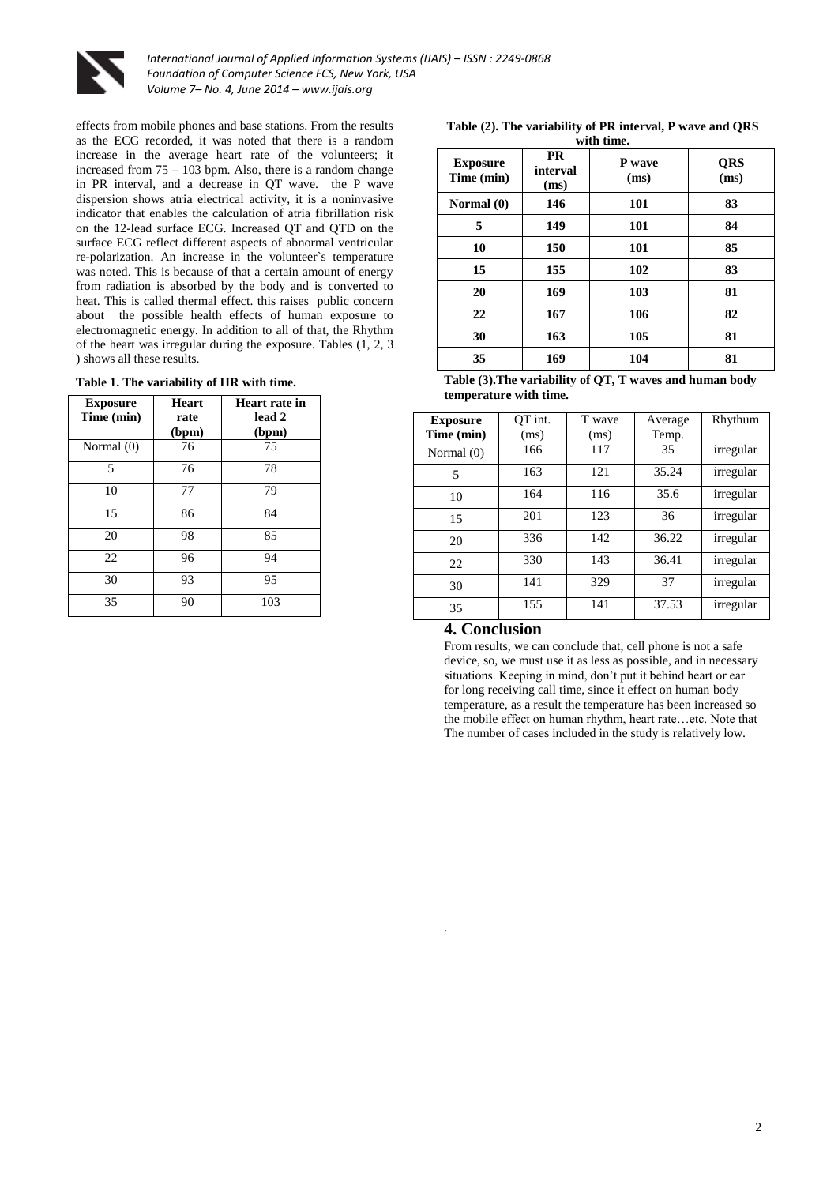effects from mobile phones and base stations. From the results as the ECG recorded, it was noted that there is a random increase in the average heart rate of the volunteers; it increased from 75 – 103 bpm. Also, there is a random change in PR interval, and a decrease in QT wave. the P wave dispersion shows atria electrical activity, it is a noninvasive indicator that enables the calculation of atria fibrillation risk on the 12-lead surface ECG. Increased QT and QTD on the surface ECG reflect different aspects of abnormal ventricular re-polarization. An increase in the volunteer`s temperature was noted. This is because of that a certain amount of energy from radiation is absorbed by the body and is converted to heat. This is called thermal effect. this raises public concern about the possible health effects of human exposure to electromagnetic energy. In addition to all of that, the Rhythm of the heart was irregular during the exposure. Tables (1, 2, 3 ) shows all these results.

**Table 1. The variability of HR with time.**

| Exposure Time (min) | Heart rate (bpm) | Heart rate in lead 2 (bpm) |
|---|---|---|
| Normal (0) | 76 | 75 |
| 5 | 76 | 78 |
| 10 | 77 | 79 |
| 15 | 86 | 84 |
| 20 | 98 | 85 |
| 22 | 96 | 94 |
| 30 | 93 | 95 |
| 35 | 90 | 103 |

**Table (2). The variability of PR interval, P wave and QRS with time.**

| Exposure Time (min) | PR interval (ms) | P wave (ms) | QRS (ms) |
|---|---|---|---|
| **Normal (0)** | **146** | **101** | **83** |
| **5** | **149** | **101** | **84** |
| **10** | **150** | **101** | **85** |
| **15** | **155** | **102** | **83** |
| **20** | **169** | **103** | **81** |
| **22** | **167** | **106** | **82** |
| **30** | **163** | **105** | **81** |
| **35** | **169** | **104** | **81** |

**Table (3).The variability of QT, T waves and human body temperature with time.**

| Exposure Time (min) | QT int. (ms) | T wave (ms) | Average Temp. | Rhythum |
|---|---|---|---|---|
| Normal (0) | 166 | 117 | 35 | irregular |
| 5 | 163 | 121 | 35.24 | irregular |
| 10 | 164 | 116 | 35.6 | irregular |
| 15 | 201 | 123 | 36 | irregular |
| 20 | 336 | 142 | 36.22 | irregular |
| 22 | 330 | 143 | 36.41 | irregular |
| 30 | 141 | 329 | 37 | irregular |
| 35 | 155 | 141 | 37.53 | irregular |

## 4. Conclusion

From results, we can conclude that, cell phone is not a safe device, so, we must use it as less as possible, and in necessary situations. Keeping in mind, don't put it behind heart or ear for long receiving call time, since it effect on human body temperature, as a result the temperature has been increased so the mobile effect on human rhythm, heart rate…etc. Note that The number of cases included in the study is relatively low.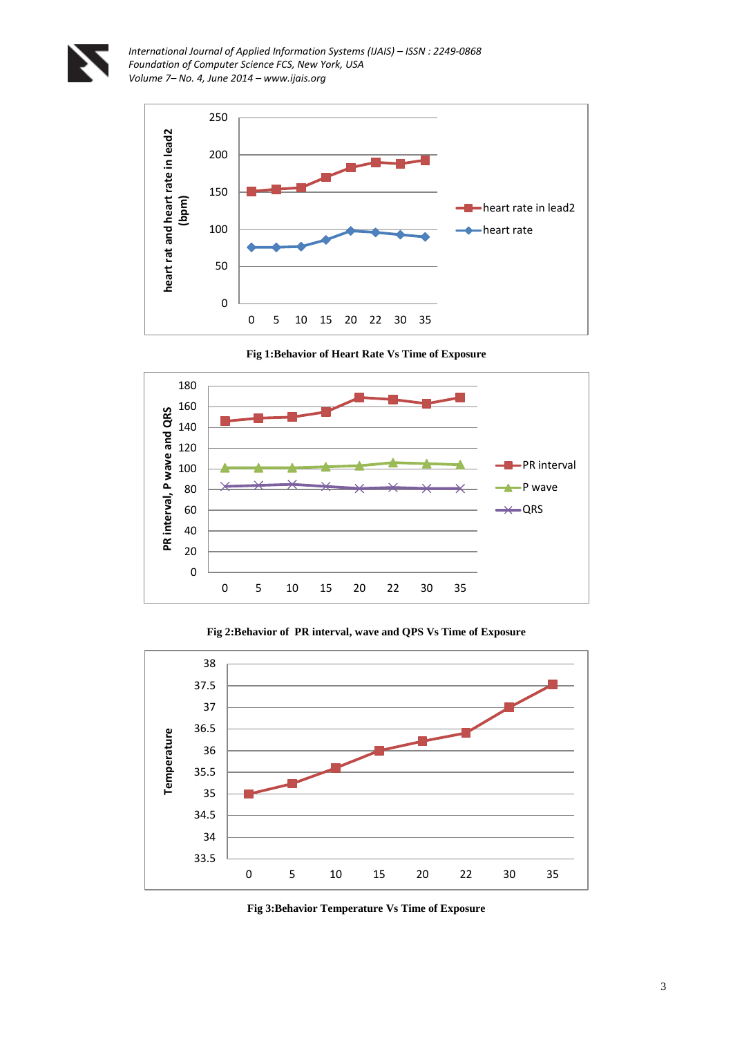Fig 1:Behavior of Heart Rate Vs Time of Exposure

Fig 2:Behavior of  PR interval, wave and QPS Vs Time of Exposure

Fig 3:Behavior Temperature Vs Time of Exposure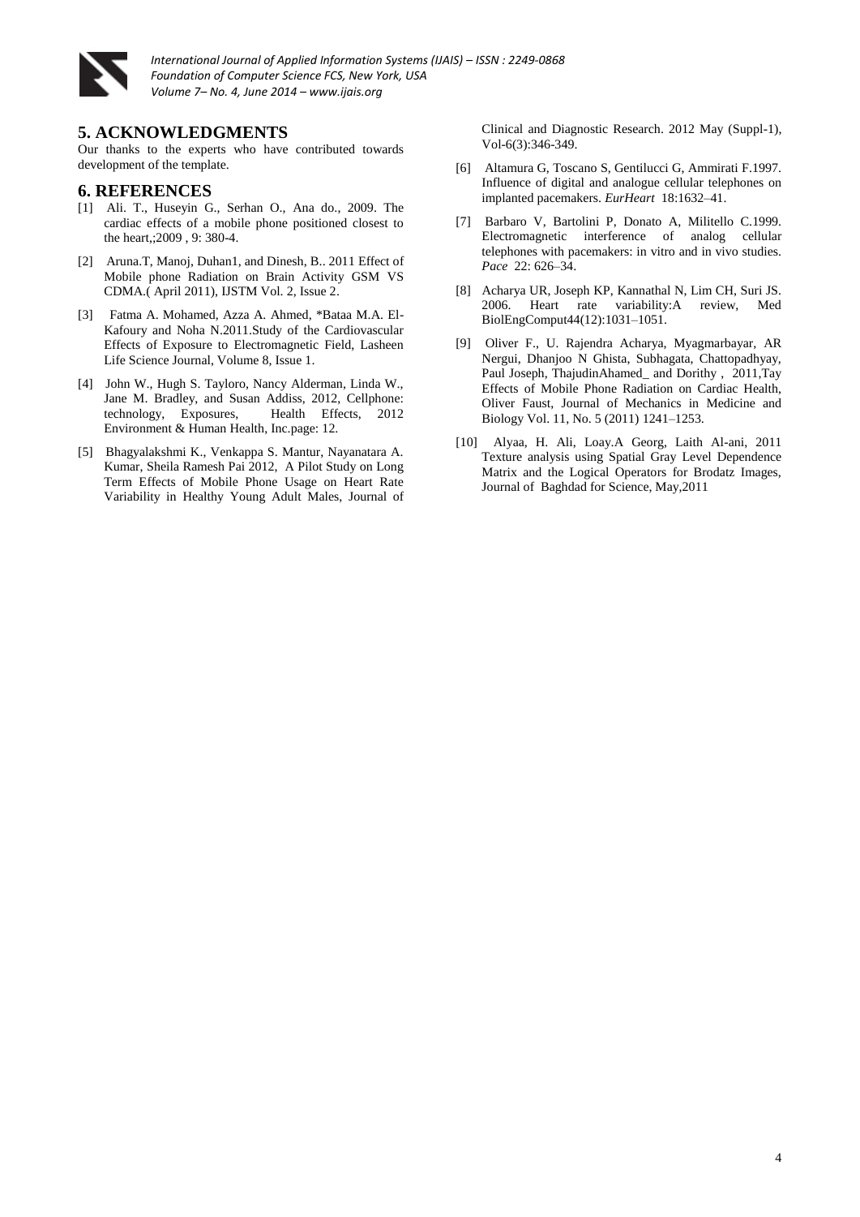## 5. ACKNOWLEDGMENTS

Our thanks to the experts who have contributed towards development of the template.

## 6. REFERENCES

[1] Ali. T., Huseyin G., Serhan O., Ana do., 2009. The cardiac effects of a mobile phone positioned closest to the heart,;2009 , 9: 380-4.

[2] Aruna.T, Manoj, Duhan1, and Dinesh, B.. 2011 Effect of Mobile phone Radiation on Brain Activity GSM VS CDMA.( April 2011), IJSTM Vol. 2, Issue 2.

[3] Fatma A. Mohamed, Azza A. Ahmed, *Bataa M.A. El-Kafoury and Noha N.2011.Study of the Cardiovascular Effects of Exposure to Electromagnetic Field, Lasheen Life Science Journal, Volume 8, Issue 1.

[4] John W., Hugh S. Tayloro, Nancy Alderman, Linda W., Jane M. Bradley, and Susan Addiss, 2012, Cellphone: technology, Exposures, Health Effects, 2012 Environment & Human Health, Inc.page: 12.

[5] Bhagyalakshmi K., Venkappa S. Mantur, Nayanatara A. Kumar, Sheila Ramesh Pai 2012, A Pilot Study on Long Term Effects of Mobile Phone Usage on Heart Rate Variability in Healthy Young Adult Males, Journal of Clinical and Diagnostic Research. 2012 May (Suppl-1), Vol-6(3):346-349.

[6] Altamura G, Toscano S, Gentilucci G, Ammirati F.1997. Influence of digital and analogue cellular telephones on implanted pacemakers. *EurHeart* 18:1632–41.

[7] Barbaro V, Bartolini P, Donato A, Militello C.1999. Electromagnetic interference of analog cellular telephones with pacemakers: in vitro and in vivo studies. *Pace* 22: 626–34.

[8] Acharya UR, Joseph KP, Kannathal N, Lim CH, Suri JS. 2006. Heart rate variability:A review, Med BiolEngComput44(12):1031–1051.

[9] Oliver F., U. Rajendra Acharya, Myagmarbayar, AR Nergui, Dhanjoo N Ghista, Subhagata, Chattopadhyay, Paul Joseph, ThajudinAhamed_ and Dorithy , 2011,Tay Effects of Mobile Phone Radiation on Cardiac Health, Oliver Faust, Journal of Mechanics in Medicine and Biology Vol. 11, No. 5 (2011) 1241–1253.

[10] Alyaa, H. Ali, Loay.A Georg, Laith Al-ani, 2011 Texture analysis using Spatial Gray Level Dependence Matrix and the Logical Operators for Brodatz Images, Journal of Baghdad for Science, May,2011